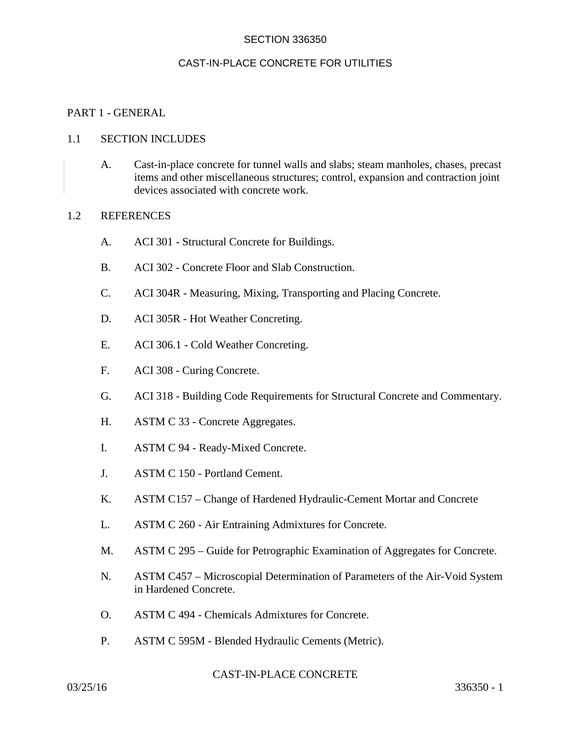# SECTION 336350

# CAST-IN-PLACE CONCRETE FOR UTILITIES

## PART 1 - GENERAL

### 1.1 SECTION INCLUDES

A. Cast-in-place concrete for tunnel walls and slabs; steam manholes, chases, precast items and other miscellaneous structures; control, expansion and contraction joint devices associated with concrete work.

### 1.2 REFERENCES

A. ACI 301 - Structural Concrete for Buildings.

B. ACI 302 - Concrete Floor and Slab Construction.

C. ACI 304R - Measuring, Mixing, Transporting and Placing Concrete.

D. ACI 305R - Hot Weather Concreting.

E. ACI 306.1 - Cold Weather Concreting.

F. ACI 308 - Curing Concrete.

G. ACI 318 - Building Code Requirements for Structural Concrete and Commentary.

H. ASTM C 33 - Concrete Aggregates.

I. ASTM C 94 - Ready-Mixed Concrete.

J. ASTM C 150 - Portland Cement.

K. ASTM C157 – Change of Hardened Hydraulic-Cement Mortar and Concrete

L. ASTM C 260 - Air Entraining Admixtures for Concrete.

M. ASTM C 295 – Guide for Petrographic Examination of Aggregates for Concrete.

N. ASTM C457 – Microscopial Determination of Parameters of the Air-Void System in Hardened Concrete.

O. ASTM C 494 - Chemicals Admixtures for Concrete.

P. ASTM C 595M - Blended Hydraulic Cements (Metric).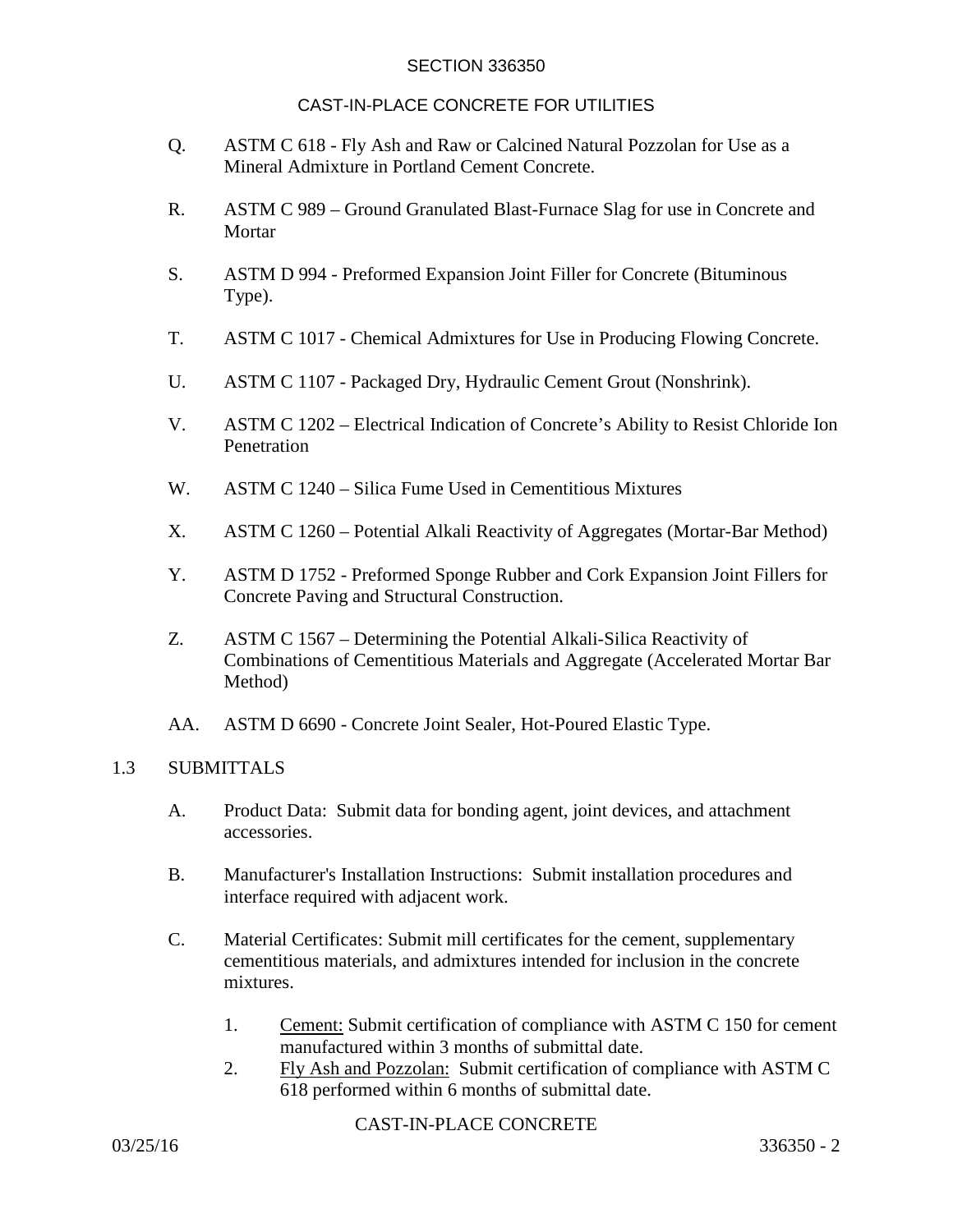Q. ASTM C 618 - Fly Ash and Raw or Calcined Natural Pozzolan for Use as a Mineral Admixture in Portland Cement Concrete.

R. ASTM C 989 – Ground Granulated Blast-Furnace Slag for use in Concrete and Mortar

S. ASTM D 994 - Preformed Expansion Joint Filler for Concrete (Bituminous Type).

T. ASTM C 1017 - Chemical Admixtures for Use in Producing Flowing Concrete.

U. ASTM C 1107 - Packaged Dry, Hydraulic Cement Grout (Nonshrink).

V. ASTM C 1202 – Electrical Indication of Concrete's Ability to Resist Chloride Ion Penetration

W. ASTM C 1240 – Silica Fume Used in Cementitious Mixtures

X. ASTM C 1260 – Potential Alkali Reactivity of Aggregates (Mortar-Bar Method)

Y. ASTM D 1752 - Preformed Sponge Rubber and Cork Expansion Joint Fillers for Concrete Paving and Structural Construction.

Z. ASTM C 1567 – Determining the Potential Alkali-Silica Reactivity of Combinations of Cementitious Materials and Aggregate (Accelerated Mortar Bar Method)

AA. ASTM D 6690 - Concrete Joint Sealer, Hot-Poured Elastic Type.

## 1.3 SUBMITTALS

A. Product Data: Submit data for bonding agent, joint devices, and attachment accessories.

B. Manufacturer's Installation Instructions: Submit installation procedures and interface required with adjacent work.

C. Material Certificates: Submit mill certificates for the cement, supplementary cementitious materials, and admixtures intended for inclusion in the concrete mixtures.

1. Cement: Submit certification of compliance with ASTM C 150 for cement manufactured within 3 months of submittal date.
2. Fly Ash and Pozzolan: Submit certification of compliance with ASTM C 618 performed within 6 months of submittal date.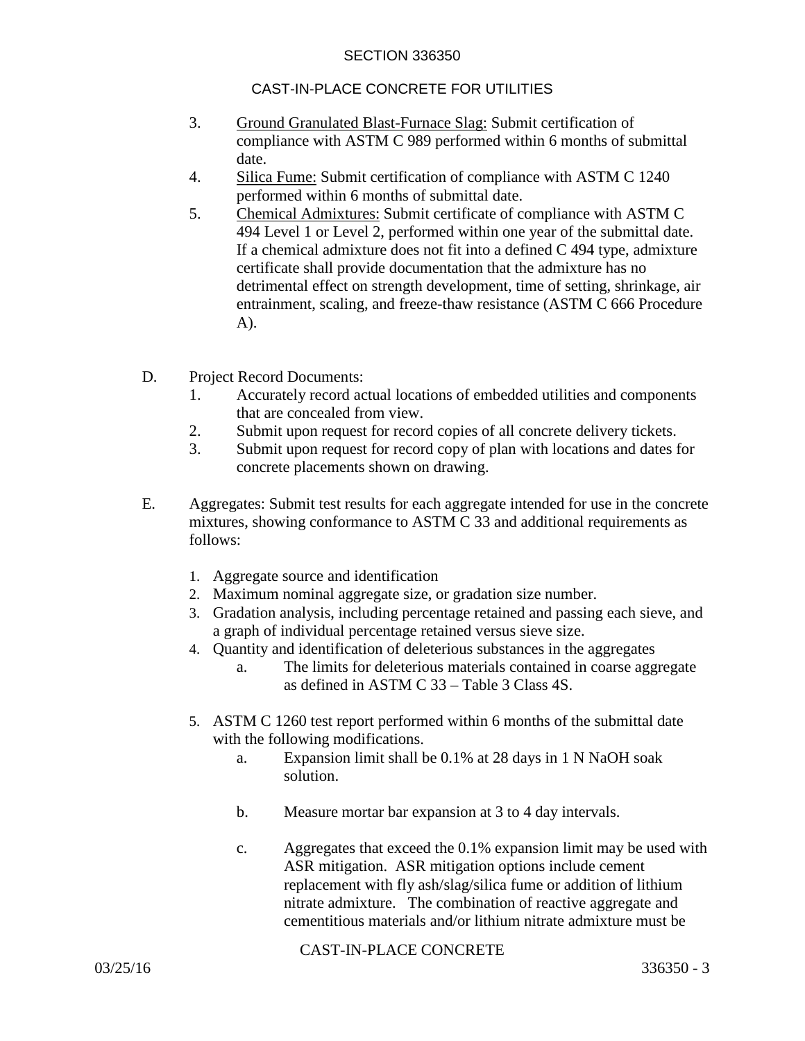3. Ground Granulated Blast-Furnace Slag: Submit certification of compliance with ASTM C 989 performed within 6 months of submittal date.
4. Silica Fume: Submit certification of compliance with ASTM C 1240 performed within 6 months of submittal date.
5. Chemical Admixtures: Submit certificate of compliance with ASTM C 494 Level 1 or Level 2, performed within one year of the submittal date. If a chemical admixture does not fit into a defined C 494 type, admixture certificate shall provide documentation that the admixture has no detrimental effect on strength development, time of setting, shrinkage, air entrainment, scaling, and freeze-thaw resistance (ASTM C 666 Procedure A).

D. Project Record Documents:
   1. Accurately record actual locations of embedded utilities and components that are concealed from view.
   2. Submit upon request for record copies of all concrete delivery tickets.
   3. Submit upon request for record copy of plan with locations and dates for concrete placements shown on drawing.

E. Aggregates: Submit test results for each aggregate intended for use in the concrete mixtures, showing conformance to ASTM C 33 and additional requirements as follows:

   1. Aggregate source and identification
   2. Maximum nominal aggregate size, or gradation size number.
   3. Gradation analysis, including percentage retained and passing each sieve, and a graph of individual percentage retained versus sieve size.
   4. Quantity and identification of deleterious substances in the aggregates
      a. The limits for deleterious materials contained in coarse aggregate as defined in ASTM C 33 – Table 3 Class 4S.

   5. ASTM C 1260 test report performed within 6 months of the submittal date with the following modifications.
      a. Expansion limit shall be 0.1% at 28 days in 1 N NaOH soak solution.

      b. Measure mortar bar expansion at 3 to 4 day intervals.

      c. Aggregates that exceed the 0.1% expansion limit may be used with ASR mitigation. ASR mitigation options include cement replacement with fly ash/slag/silica fume or addition of lithium nitrate admixture. The combination of reactive aggregate and cementitious materials and/or lithium nitrate admixture must be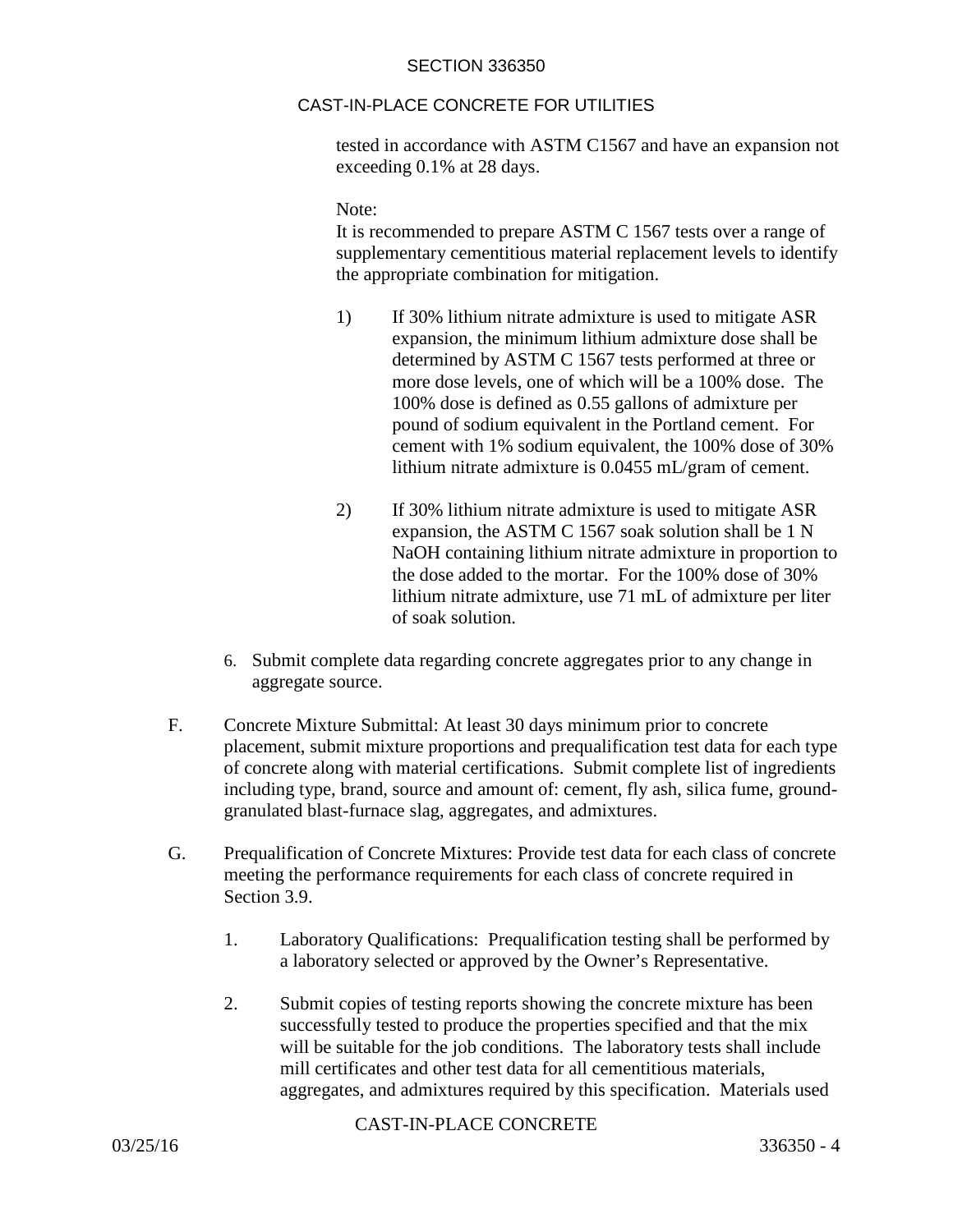tested in accordance with ASTM C1567 and have an expansion not exceeding 0.1% at 28 days.

Note:
It is recommended to prepare ASTM C 1567 tests over a range of supplementary cementitious material replacement levels to identify the appropriate combination for mitigation.

1) If 30% lithium nitrate admixture is used to mitigate ASR expansion, the minimum lithium admixture dose shall be determined by ASTM C 1567 tests performed at three or more dose levels, one of which will be a 100% dose. The 100% dose is defined as 0.55 gallons of admixture per pound of sodium equivalent in the Portland cement. For cement with 1% sodium equivalent, the 100% dose of 30% lithium nitrate admixture is 0.0455 mL/gram of cement.

2) If 30% lithium nitrate admixture is used to mitigate ASR expansion, the ASTM C 1567 soak solution shall be 1 N NaOH containing lithium nitrate admixture in proportion to the dose added to the mortar. For the 100% dose of 30% lithium nitrate admixture, use 71 mL of admixture per liter of soak solution.

6. Submit complete data regarding concrete aggregates prior to any change in aggregate source.

F. Concrete Mixture Submittal: At least 30 days minimum prior to concrete placement, submit mixture proportions and prequalification test data for each type of concrete along with material certifications. Submit complete list of ingredients including type, brand, source and amount of: cement, fly ash, silica fume, ground-granulated blast-furnace slag, aggregates, and admixtures.

G. Prequalification of Concrete Mixtures: Provide test data for each class of concrete meeting the performance requirements for each class of concrete required in Section 3.9.

1. Laboratory Qualifications: Prequalification testing shall be performed by a laboratory selected or approved by the Owner's Representative.

2. Submit copies of testing reports showing the concrete mixture has been successfully tested to produce the properties specified and that the mix will be suitable for the job conditions. The laboratory tests shall include mill certificates and other test data for all cementitious materials, aggregates, and admixtures required by this specification. Materials used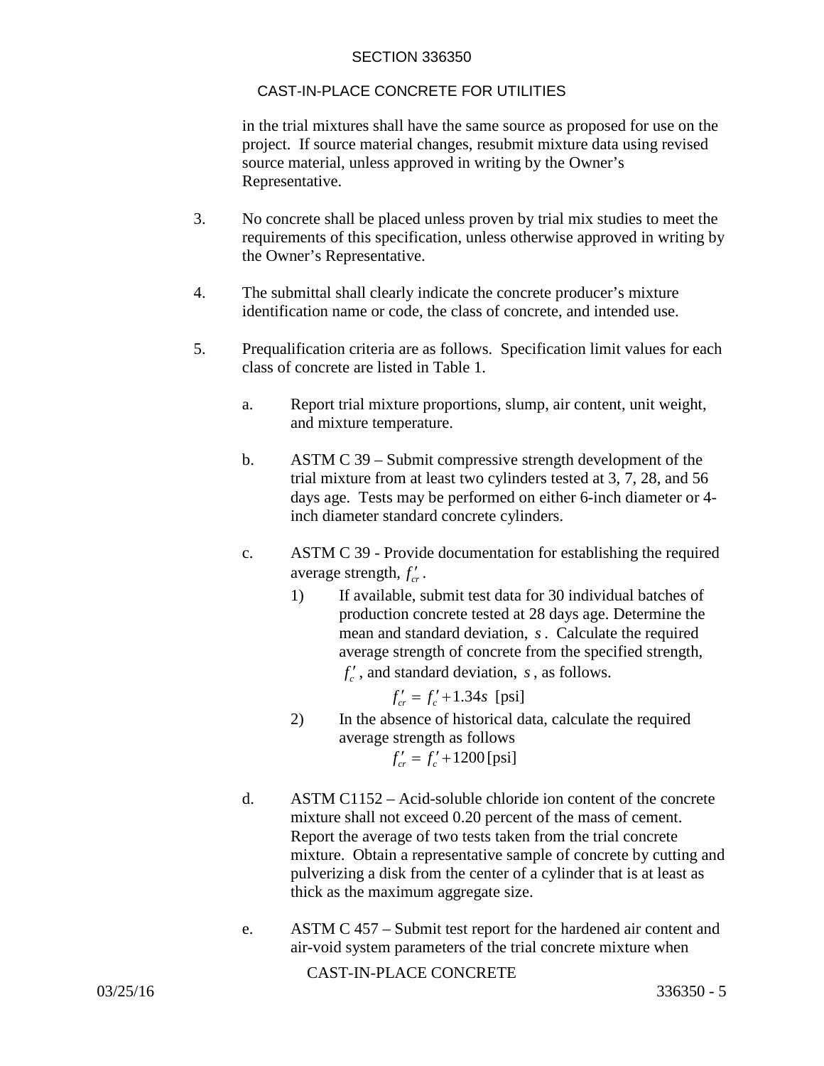in the trial mixtures shall have the same source as proposed for use on the project. If source material changes, resubmit mixture data using revised source material, unless approved in writing by the Owner's Representative.

3. No concrete shall be placed unless proven by trial mix studies to meet the requirements of this specification, unless otherwise approved in writing by the Owner's Representative.

4. The submittal shall clearly indicate the concrete producer's mixture identification name or code, the class of concrete, and intended use.

5. Prequalification criteria are as follows. Specification limit values for each class of concrete are listed in Table 1.

   a. Report trial mixture proportions, slump, air content, unit weight, and mixture temperature.

   b. ASTM C 39 – Submit compressive strength development of the trial mixture from at least two cylinders tested at 3, 7, 28, and 56 days age. Tests may be performed on either 6-inch diameter or 4-inch diameter standard concrete cylinders.

   c. ASTM C 39 - Provide documentation for establishing the required average strength, $f'_{cr}$.

      1) If available, submit test data for 30 individual batches of production concrete tested at 28 days age. Determine the mean and standard deviation, $s$. Calculate the required average strength of concrete from the specified strength, $f'_c$, and standard deviation, $s$, as follows.

         $$f'_{cr} = f'_c + 1.34s \text{ [psi]}$$

      2) In the absence of historical data, calculate the required average strength as follows

         $$f'_{cr} = f'_c + 1200 \text{ [psi]}$$

   d. ASTM C1152 – Acid-soluble chloride ion content of the concrete mixture shall not exceed 0.20 percent of the mass of cement. Report the average of two tests taken from the trial concrete mixture. Obtain a representative sample of concrete by cutting and pulverizing a disk from the center of a cylinder that is at least as thick as the maximum aggregate size.

   e. ASTM C 457 – Submit test report for the hardened air content and air-void system parameters of the trial concrete mixture when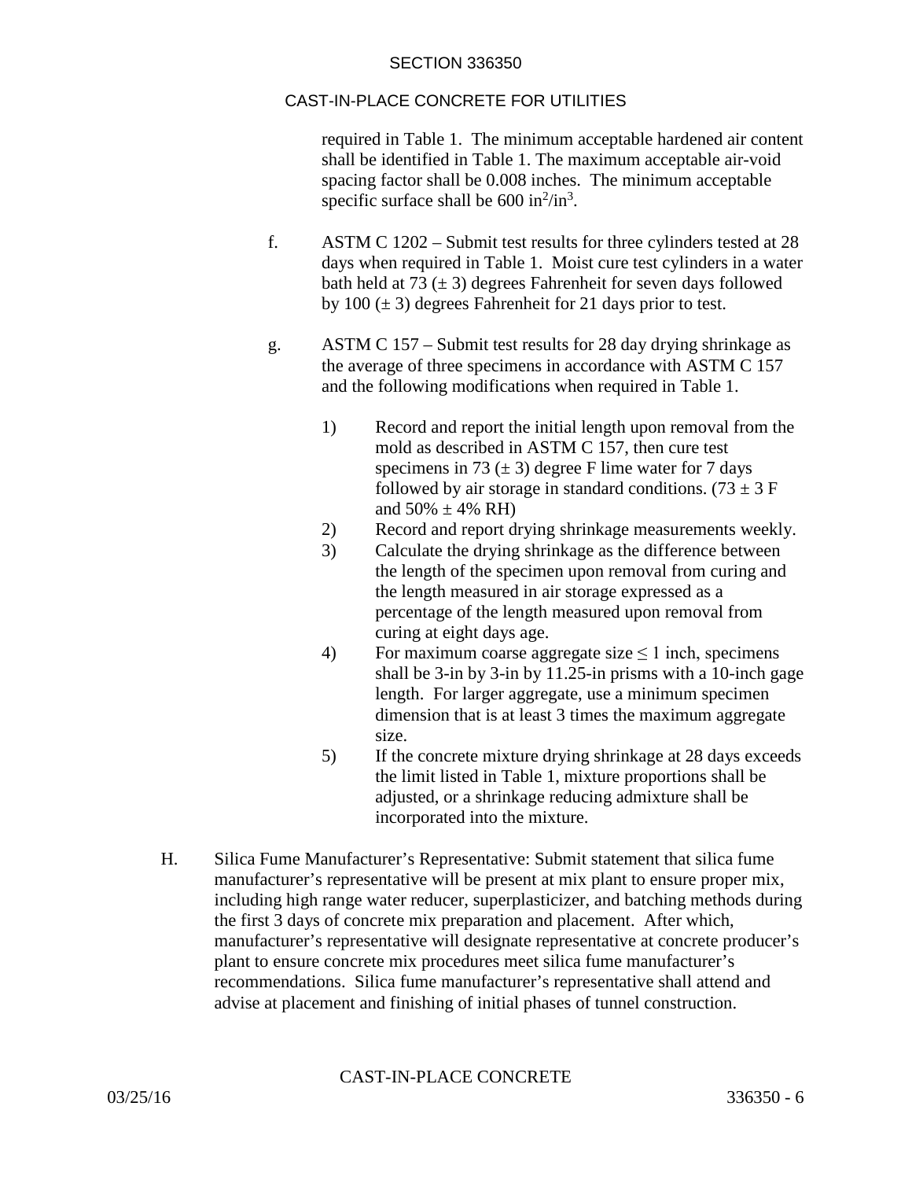required in Table 1. The minimum acceptable hardened air content shall be identified in Table 1. The maximum acceptable air-void spacing factor shall be 0.008 inches. The minimum acceptable specific surface shall be 600 $in^2/in^3$.

f. ASTM C 1202 – Submit test results for three cylinders tested at 28 days when required in Table 1. Moist cure test cylinders in a water bath held at 73 (± 3) degrees Fahrenheit for seven days followed by 100 (± 3) degrees Fahrenheit for 21 days prior to test.

g. ASTM C 157 – Submit test results for 28 day drying shrinkage as the average of three specimens in accordance with ASTM C 157 and the following modifications when required in Table 1.

   1) Record and report the initial length upon removal from the mold as described in ASTM C 157, then cure test specimens in 73 (± 3) degree F lime water for 7 days followed by air storage in standard conditions. (73 ± 3 F and 50% ± 4% RH)
   2) Record and report drying shrinkage measurements weekly.
   3) Calculate the drying shrinkage as the difference between the length of the specimen upon removal from curing and the length measured in air storage expressed as a percentage of the length measured upon removal from curing at eight days age.
   4) For maximum coarse aggregate size ≤ 1 inch, specimens shall be 3-in by 3-in by 11.25-in prisms with a 10-inch gage length. For larger aggregate, use a minimum specimen dimension that is at least 3 times the maximum aggregate size.
   5) If the concrete mixture drying shrinkage at 28 days exceeds the limit listed in Table 1, mixture proportions shall be adjusted, or a shrinkage reducing admixture shall be incorporated into the mixture.

H. Silica Fume Manufacturer's Representative: Submit statement that silica fume manufacturer's representative will be present at mix plant to ensure proper mix, including high range water reducer, superplasticizer, and batching methods during the first 3 days of concrete mix preparation and placement. After which, manufacturer's representative will designate representative at concrete producer's plant to ensure concrete mix procedures meet silica fume manufacturer's recommendations. Silica fume manufacturer's representative shall attend and advise at placement and finishing of initial phases of tunnel construction.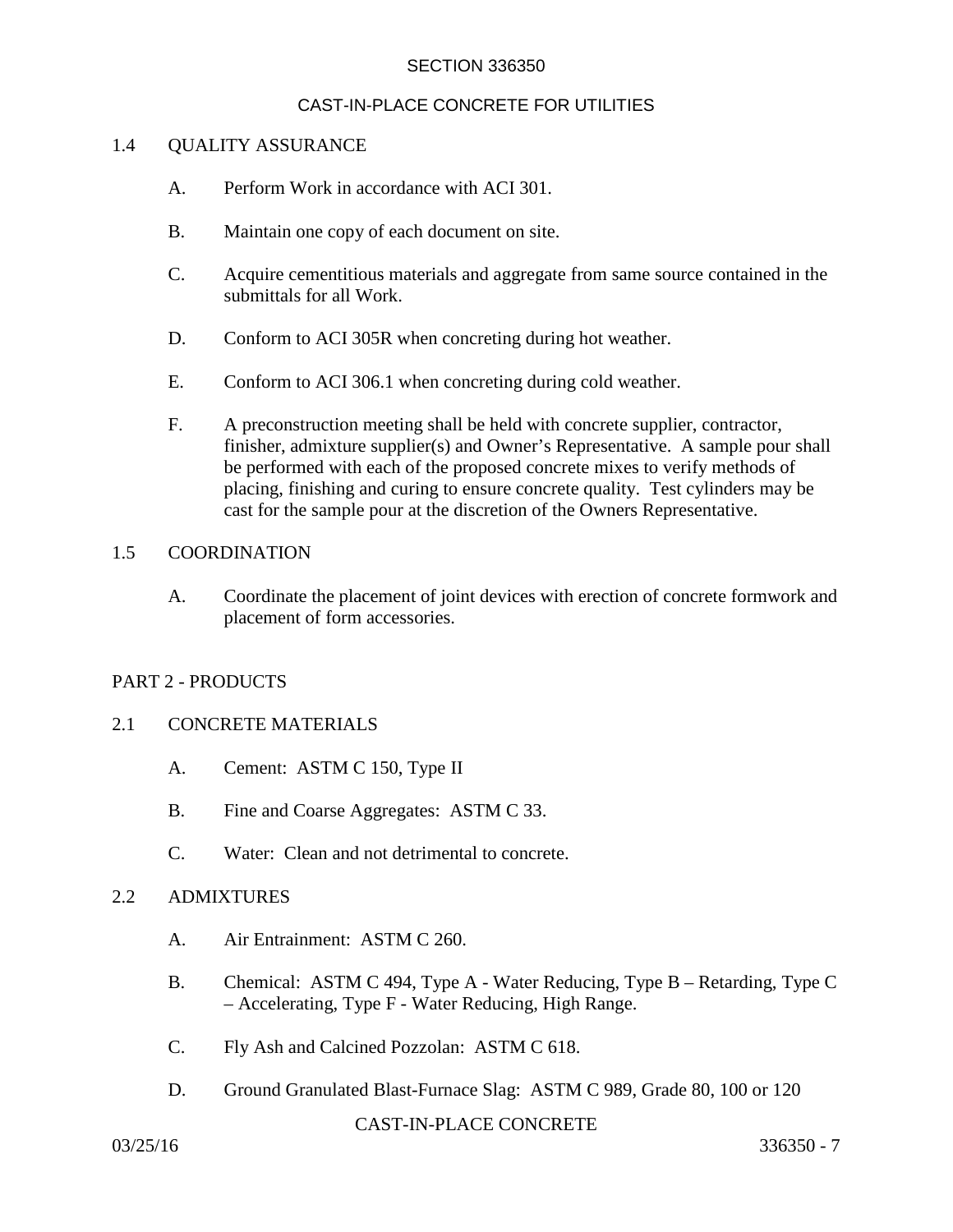## 1.4 QUALITY ASSURANCE

A. Perform Work in accordance with ACI 301.

B. Maintain one copy of each document on site.

C. Acquire cementitious materials and aggregate from same source contained in the submittals for all Work.

D. Conform to ACI 305R when concreting during hot weather.

E. Conform to ACI 306.1 when concreting during cold weather.

F. A preconstruction meeting shall be held with concrete supplier, contractor, finisher, admixture supplier(s) and Owner's Representative. A sample pour shall be performed with each of the proposed concrete mixes to verify methods of placing, finishing and curing to ensure concrete quality. Test cylinders may be cast for the sample pour at the discretion of the Owners Representative.

## 1.5 COORDINATION

A. Coordinate the placement of joint devices with erection of concrete formwork and placement of form accessories.

# PART 2 - PRODUCTS

## 2.1 CONCRETE MATERIALS

A. Cement: ASTM C 150, Type II

B. Fine and Coarse Aggregates: ASTM C 33.

C. Water: Clean and not detrimental to concrete.

## 2.2 ADMIXTURES

A. Air Entrainment: ASTM C 260.

B. Chemical: ASTM C 494, Type A - Water Reducing, Type B – Retarding, Type C – Accelerating, Type F - Water Reducing, High Range.

C. Fly Ash and Calcined Pozzolan: ASTM C 618.

D. Ground Granulated Blast-Furnace Slag: ASTM C 989, Grade 80, 100 or 120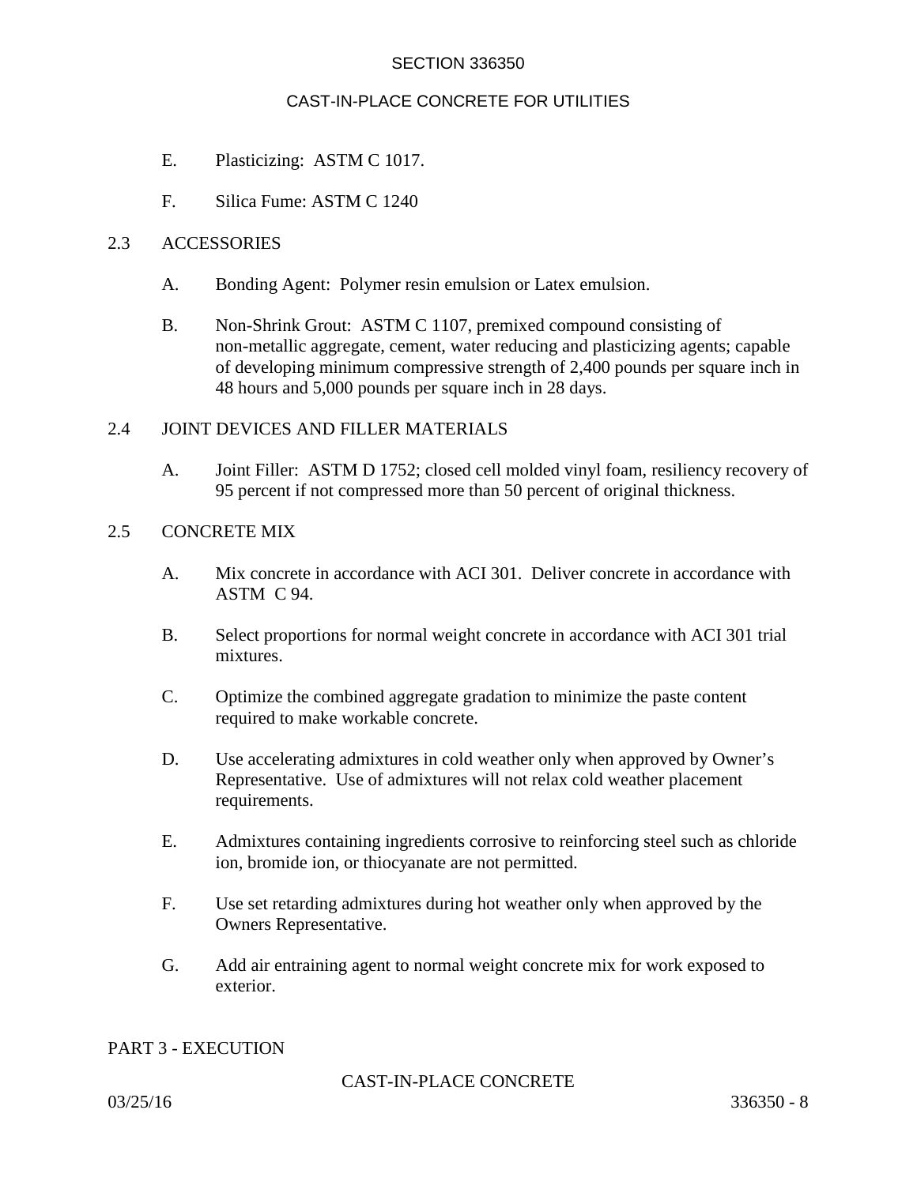E. Plasticizing: ASTM C 1017.

F. Silica Fume: ASTM C 1240

## 2.3 ACCESSORIES

A. Bonding Agent: Polymer resin emulsion or Latex emulsion.

B. Non-Shrink Grout: ASTM C 1107, premixed compound consisting of non-metallic aggregate, cement, water reducing and plasticizing agents; capable of developing minimum compressive strength of 2,400 pounds per square inch in 48 hours and 5,000 pounds per square inch in 28 days.

## 2.4 JOINT DEVICES AND FILLER MATERIALS

A. Joint Filler: ASTM D 1752; closed cell molded vinyl foam, resiliency recovery of 95 percent if not compressed more than 50 percent of original thickness.

## 2.5 CONCRETE MIX

A. Mix concrete in accordance with ACI 301. Deliver concrete in accordance with ASTM C 94.

B. Select proportions for normal weight concrete in accordance with ACI 301 trial mixtures.

C. Optimize the combined aggregate gradation to minimize the paste content required to make workable concrete.

D. Use accelerating admixtures in cold weather only when approved by Owner's Representative. Use of admixtures will not relax cold weather placement requirements.

E. Admixtures containing ingredients corrosive to reinforcing steel such as chloride ion, bromide ion, or thiocyanate are not permitted.

F. Use set retarding admixtures during hot weather only when approved by the Owners Representative.

G. Add air entraining agent to normal weight concrete mix for work exposed to exterior.

# PART 3 - EXECUTION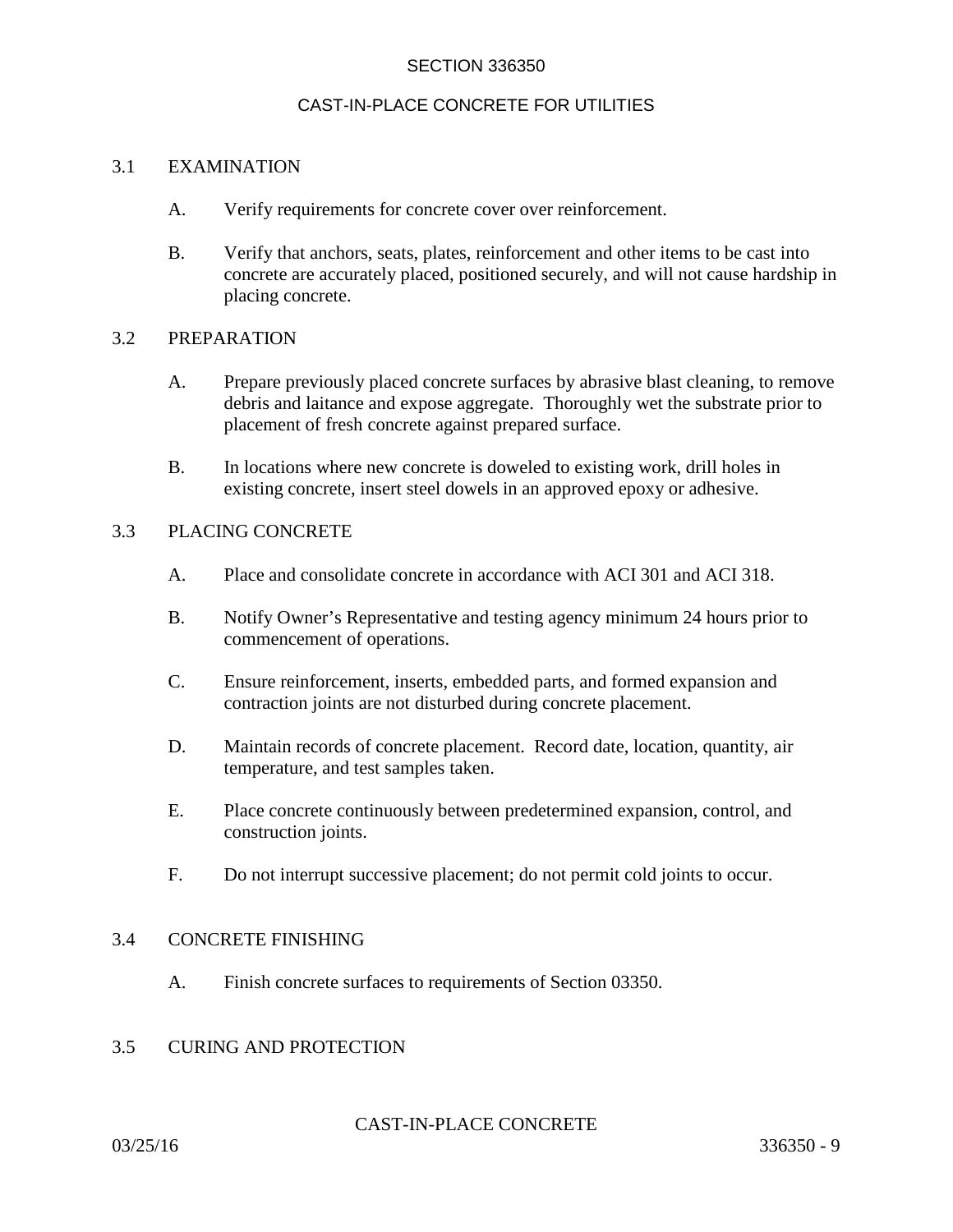## 3.1 EXAMINATION

A. Verify requirements for concrete cover over reinforcement.

B. Verify that anchors, seats, plates, reinforcement and other items to be cast into concrete are accurately placed, positioned securely, and will not cause hardship in placing concrete.

## 3.2 PREPARATION

A. Prepare previously placed concrete surfaces by abrasive blast cleaning, to remove debris and laitance and expose aggregate. Thoroughly wet the substrate prior to placement of fresh concrete against prepared surface.

B. In locations where new concrete is doweled to existing work, drill holes in existing concrete, insert steel dowels in an approved epoxy or adhesive.

## 3.3 PLACING CONCRETE

A. Place and consolidate concrete in accordance with ACI 301 and ACI 318.

B. Notify Owner's Representative and testing agency minimum 24 hours prior to commencement of operations.

C. Ensure reinforcement, inserts, embedded parts, and formed expansion and contraction joints are not disturbed during concrete placement.

D. Maintain records of concrete placement. Record date, location, quantity, air temperature, and test samples taken.

E. Place concrete continuously between predetermined expansion, control, and construction joints.

F. Do not interrupt successive placement; do not permit cold joints to occur.

## 3.4 CONCRETE FINISHING

A. Finish concrete surfaces to requirements of Section 03350.

## 3.5 CURING AND PROTECTION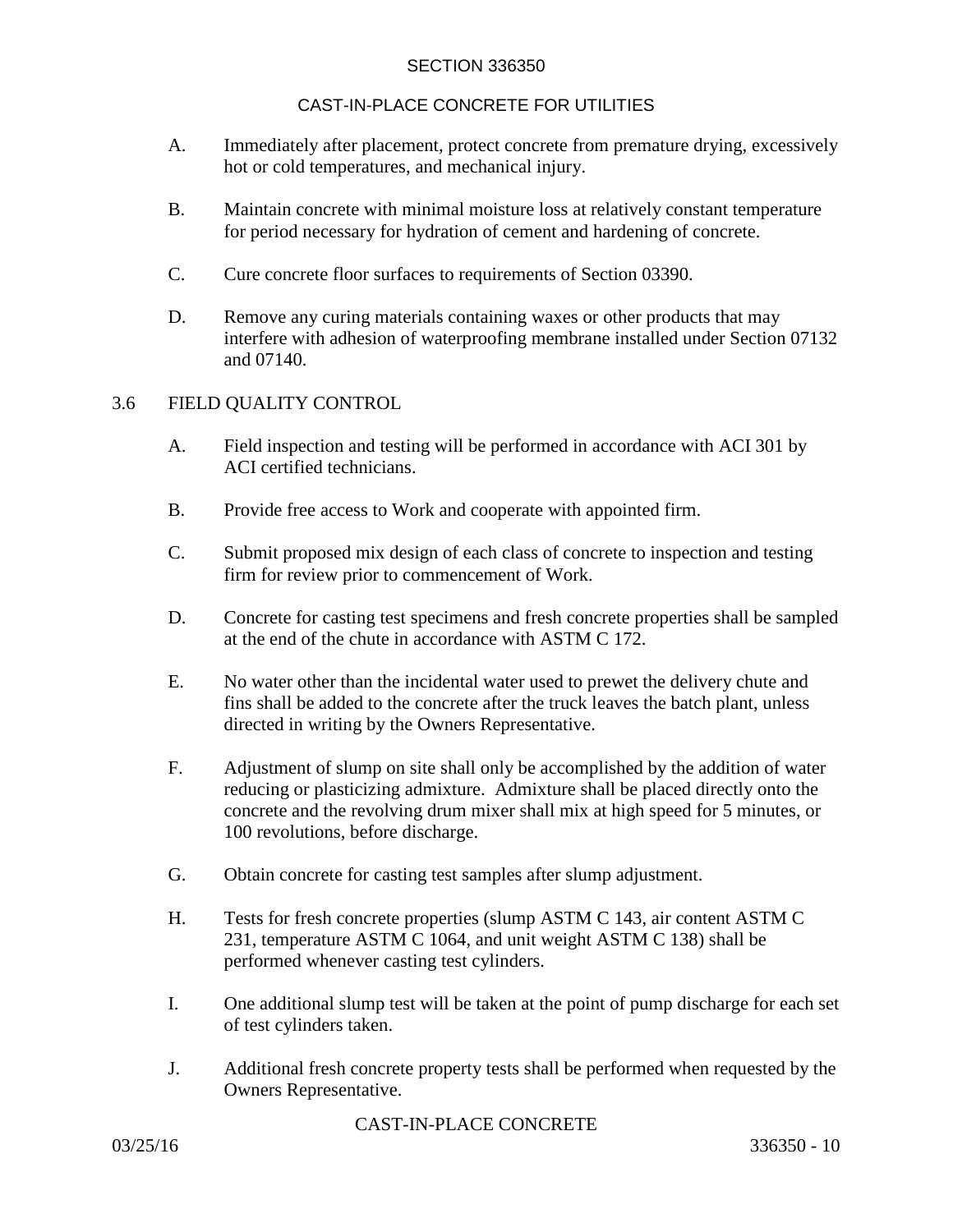A. Immediately after placement, protect concrete from premature drying, excessively hot or cold temperatures, and mechanical injury.

B. Maintain concrete with minimal moisture loss at relatively constant temperature for period necessary for hydration of cement and hardening of concrete.

C. Cure concrete floor surfaces to requirements of Section 03390.

D. Remove any curing materials containing waxes or other products that may interfere with adhesion of waterproofing membrane installed under Section 07132 and 07140.

## 3.6 FIELD QUALITY CONTROL

A. Field inspection and testing will be performed in accordance with ACI 301 by ACI certified technicians.

B. Provide free access to Work and cooperate with appointed firm.

C. Submit proposed mix design of each class of concrete to inspection and testing firm for review prior to commencement of Work.

D. Concrete for casting test specimens and fresh concrete properties shall be sampled at the end of the chute in accordance with ASTM C 172.

E. No water other than the incidental water used to prewet the delivery chute and fins shall be added to the concrete after the truck leaves the batch plant, unless directed in writing by the Owners Representative.

F. Adjustment of slump on site shall only be accomplished by the addition of water reducing or plasticizing admixture. Admixture shall be placed directly onto the concrete and the revolving drum mixer shall mix at high speed for 5 minutes, or 100 revolutions, before discharge.

G. Obtain concrete for casting test samples after slump adjustment.

H. Tests for fresh concrete properties (slump ASTM C 143, air content ASTM C 231, temperature ASTM C 1064, and unit weight ASTM C 138) shall be performed whenever casting test cylinders.

I. One additional slump test will be taken at the point of pump discharge for each set of test cylinders taken.

J. Additional fresh concrete property tests shall be performed when requested by the Owners Representative.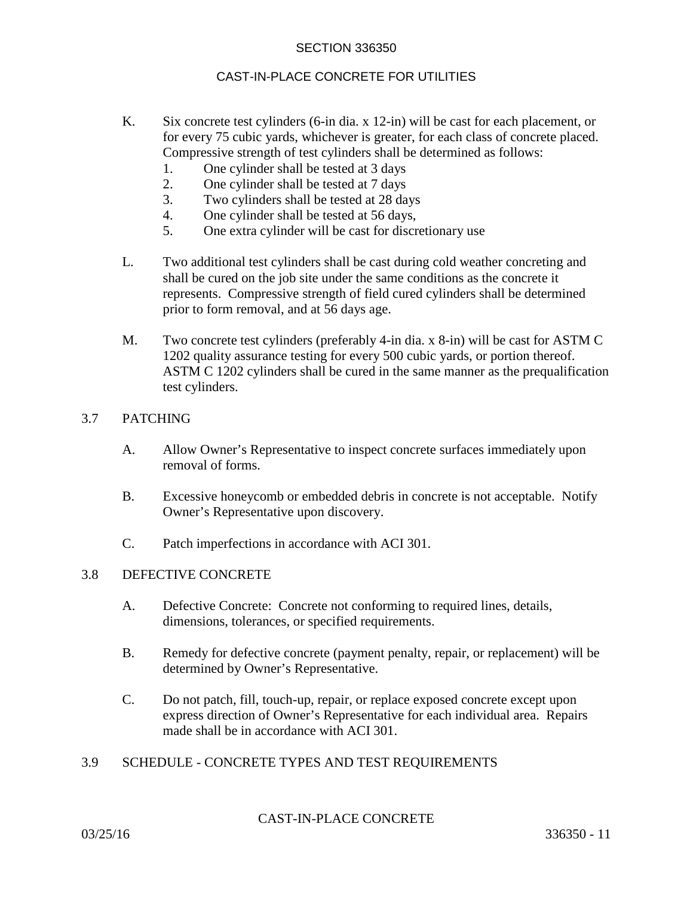K. Six concrete test cylinders (6-in dia. x 12-in) will be cast for each placement, or for every 75 cubic yards, whichever is greater, for each class of concrete placed. Compressive strength of test cylinders shall be determined as follows:
   1. One cylinder shall be tested at 3 days
   2. One cylinder shall be tested at 7 days
   3. Two cylinders shall be tested at 28 days
   4. One cylinder shall be tested at 56 days,
   5. One extra cylinder will be cast for discretionary use

L. Two additional test cylinders shall be cast during cold weather concreting and shall be cured on the job site under the same conditions as the concrete it represents. Compressive strength of field cured cylinders shall be determined prior to form removal, and at 56 days age.

M. Two concrete test cylinders (preferably 4-in dia. x 8-in) will be cast for ASTM C 1202 quality assurance testing for every 500 cubic yards, or portion thereof. ASTM C 1202 cylinders shall be cured in the same manner as the prequalification test cylinders.

## 3.7 PATCHING

A. Allow Owner's Representative to inspect concrete surfaces immediately upon removal of forms.

B. Excessive honeycomb or embedded debris in concrete is not acceptable. Notify Owner's Representative upon discovery.

C. Patch imperfections in accordance with ACI 301.

## 3.8 DEFECTIVE CONCRETE

A. Defective Concrete: Concrete not conforming to required lines, details, dimensions, tolerances, or specified requirements.

B. Remedy for defective concrete (payment penalty, repair, or replacement) will be determined by Owner's Representative.

C. Do not patch, fill, touch-up, repair, or replace exposed concrete except upon express direction of Owner's Representative for each individual area. Repairs made shall be in accordance with ACI 301.

## 3.9 SCHEDULE - CONCRETE TYPES AND TEST REQUIREMENTS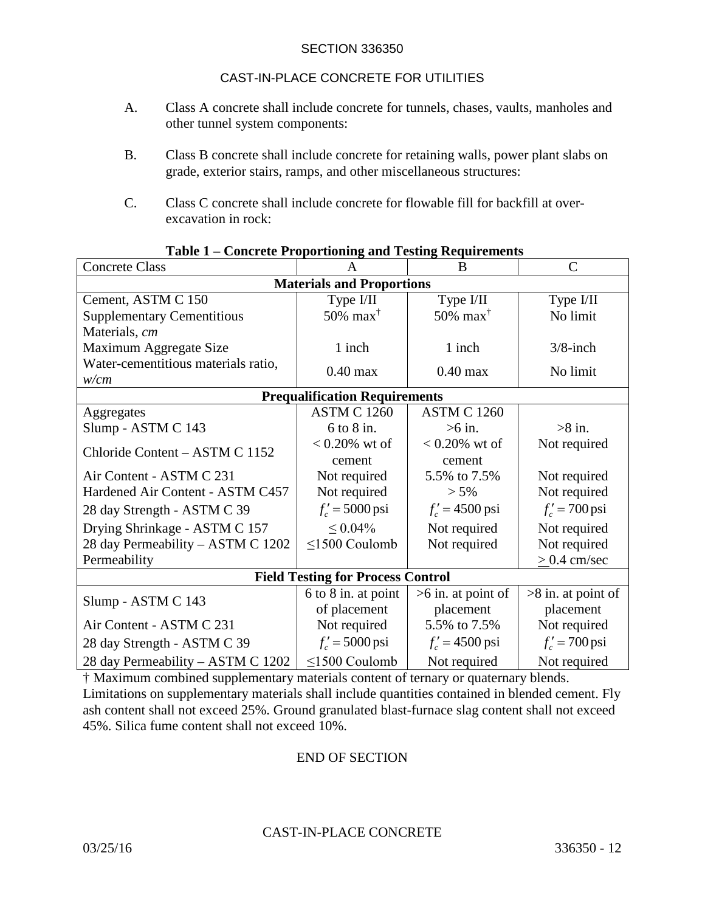A. Class A concrete shall include concrete for tunnels, chases, vaults, manholes and other tunnel system components:

B. Class B concrete shall include concrete for retaining walls, power plant slabs on grade, exterior stairs, ramps, and other miscellaneous structures:

C. Class C concrete shall include concrete for flowable fill for backfill at over-excavation in rock:

**Table 1 – Concrete Proportioning and Testing Requirements**

| Concrete Class | A | B | C |
|---|---|---|---|
| **Materials and Proportions** | | | |
| Cement, ASTM C 150 | Type I/II | Type I/II | Type I/II |
| Supplementary Cementitious Materials, *cm* | 50% max† | 50% max† | No limit |
| Maximum Aggregate Size | 1 inch | 1 inch | 3/8-inch |
| Water-cementitious materials ratio, *w/cm* | 0.40 max | 0.40 max | No limit |
| **Prequalification Requirements** | | | |
| Aggregates | ASTM C 1260 | ASTM C 1260 | |
| Slump - ASTM C 143 | 6 to 8 in. | >6 in. | >8 in. |
| Chloride Content – ASTM C 1152 | < 0.20% wt of cement | < 0.20% wt of cement | Not required |
| Air Content - ASTM C 231 | Not required | 5.5% to 7.5% | Not required |
| Hardened Air Content - ASTM C457 | Not required | > 5% | Not required |
| 28 day Strength - ASTM C 39 | $f'_c = 5000\,\text{psi}$ | $f'_c = 4500\,\text{psi}$ | $f'_c = 700\,\text{psi}$ |
| Drying Shrinkage - ASTM C 157 | ≤ 0.04% | Not required | Not required |
| 28 day Permeability – ASTM C 1202 | ≤1500 Coulomb | Not required | Not required |
| Permeability | | | ≥ 0.4 cm/sec |
| **Field Testing for Process Control** | | | |
| Slump - ASTM C 143 | 6 to 8 in. at point of placement | >6 in. at point of placement | >8 in. at point of placement |
| Air Content - ASTM C 231 | Not required | 5.5% to 7.5% | Not required |
| 28 day Strength - ASTM C 39 | $f'_c = 5000\,\text{psi}$ | $f'_c = 4500\,\text{psi}$ | $f'_c = 700\,\text{psi}$ |
| 28 day Permeability – ASTM C 1202 | ≤1500 Coulomb | Not required | Not required |

† Maximum combined supplementary materials content of ternary or quaternary blends. Limitations on supplementary materials shall include quantities contained in blended cement. Fly ash content shall not exceed 25%. Ground granulated blast-furnace slag content shall not exceed 45%. Silica fume content shall not exceed 10%.

END OF SECTION